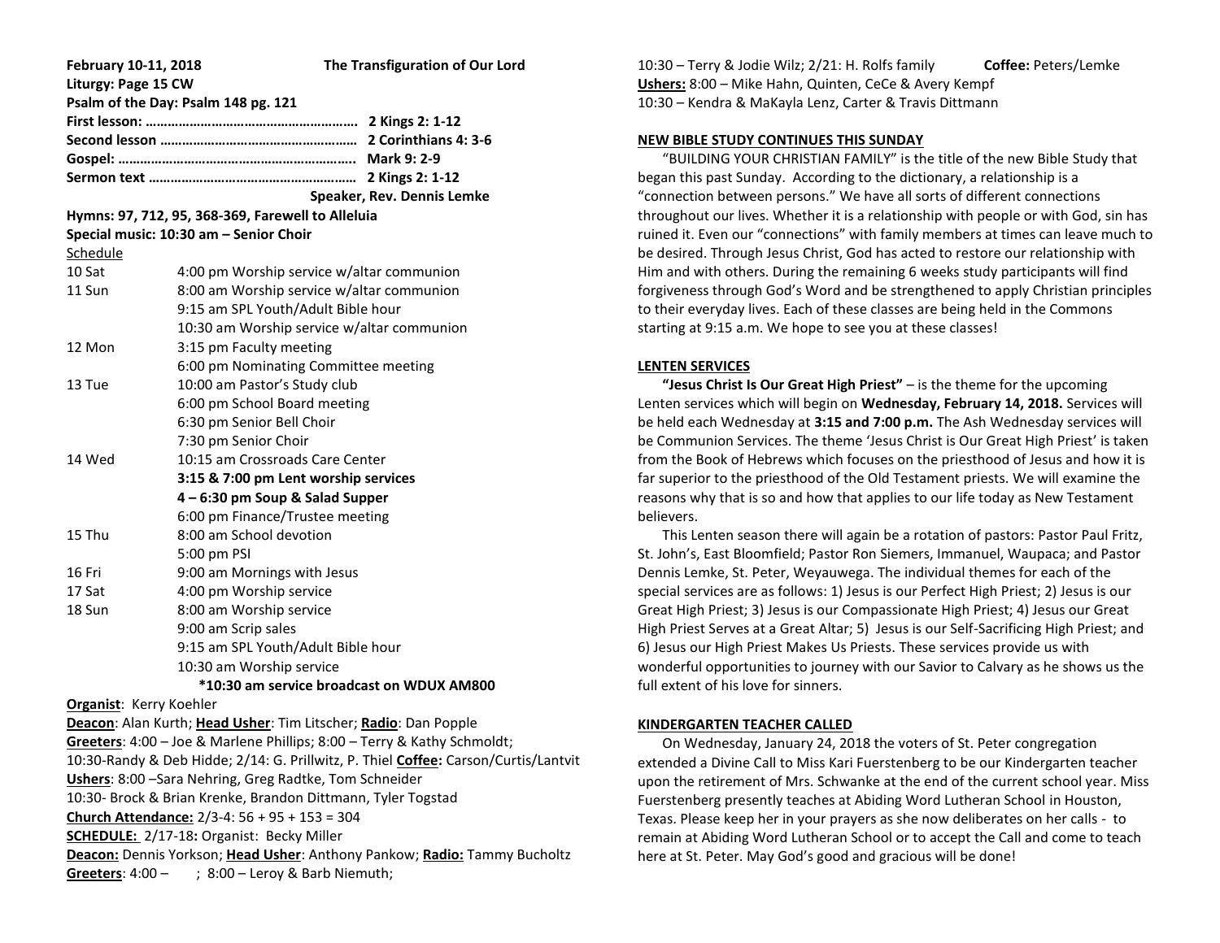**February 10-11, 2018** **The Transfiguration of Our Lord**

**Liturgy: Page 15 CW**

**Psalm of the Day: Psalm 148 pg. 121**

**First lesson: ………………………………………………… 2 Kings 2: 1-12**

**Second lesson ……………………………………………… 2 Corinthians 4: 3-6**

**Gospel: …………………………………………………….. Mark 9: 2-9**

**Sermon text ………………………………………………. 2 Kings 2: 1-12**

**Speaker, Rev. Dennis Lemke**

**Hymns: 97, 712, 95, 368-369, Farewell to Alleluia**

**Special music: 10:30 am – Senior Choir**

Schedule

| | |
|---|---|
| 10 Sat | 4:00 pm Worship service w/altar communion |
| 11 Sun | 8:00 am Worship service w/altar communion |
| | 9:15 am SPL Youth/Adult Bible hour |
| | 10:30 am Worship service w/altar communion |
| 12 Mon | 3:15 pm Faculty meeting |
| | 6:00 pm Nominating Committee meeting |
| 13 Tue | 10:00 am Pastor's Study club |
| | 6:00 pm School Board meeting |
| | 6:30 pm Senior Bell Choir |
| | 7:30 pm Senior Choir |
| 14 Wed | 10:15 am Crossroads Care Center |
| | **3:15 & 7:00 pm Lent worship services** |
| | **4 – 6:30 pm Soup & Salad Supper** |
| | 6:00 pm Finance/Trustee meeting |
| 15 Thu | 8:00 am School devotion |
| | 5:00 pm PSI |
| 16 Fri | 9:00 am Mornings with Jesus |
| 17 Sat | 4:00 pm Worship service |
| 18 Sun | 8:00 am Worship service |
| | 9:00 am Scrip sales |
| | 9:15 am SPL Youth/Adult Bible hour |
| | 10:30 am Worship service |

**\*10:30 am service broadcast on WDUX AM800**

**Organist**: Kerry Koehler

**Deacon**: Alan Kurth; **Head Usher**: Tim Litscher; **Radio**: Dan Popple

**Greeters**: 4:00 – Joe & Marlene Phillips; 8:00 – Terry & Kathy Schmoldt; 10:30-Randy & Deb Hidde; 2/14: G. Prillwitz, P. Thiel **Coffee:** Carson/Curtis/Lantvit

**Ushers**: 8:00 –Sara Nehring, Greg Radtke, Tom Schneider
10:30- Brock & Brian Krenke, Brandon Dittmann, Tyler Togstad

**Church Attendance:** 2/3-4: 56 + 95 + 153 = 304

**SCHEDULE:** 2/17-18**:** Organist: Becky Miller

**Deacon:** Dennis Yorkson; **Head Usher**: Anthony Pankow; **Radio:** Tammy Bucholtz

**Greeters**: 4:00 – ; 8:00 – Leroy & Barb Niemuth;
10:30 – Terry & Jodie Wilz; 2/21: H. Rolfs family **Coffee:** Peters/Lemke

**Ushers:** 8:00 – Mike Hahn, Quinten, CeCe & Avery Kempf
10:30 – Kendra & MaKayla Lenz, Carter & Travis Dittmann

## NEW BIBLE STUDY CONTINUES THIS SUNDAY

"BUILDING YOUR CHRISTIAN FAMILY" is the title of the new Bible Study that began this past Sunday. According to the dictionary, a relationship is a "connection between persons." We have all sorts of different connections throughout our lives. Whether it is a relationship with people or with God, sin has ruined it. Even our "connections" with family members at times can leave much to be desired. Through Jesus Christ, God has acted to restore our relationship with Him and with others. During the remaining 6 weeks study participants will find forgiveness through God's Word and be strengthened to apply Christian principles to their everyday lives. Each of these classes are being held in the Commons starting at 9:15 a.m. We hope to see you at these classes!

## LENTEN SERVICES

**"Jesus Christ Is Our Great High Priest"** – is the theme for the upcoming Lenten services which will begin on **Wednesday, February 14, 2018.** Services will be held each Wednesday at **3:15 and 7:00 p.m.** The Ash Wednesday services will be Communion Services. The theme 'Jesus Christ is Our Great High Priest' is taken from the Book of Hebrews which focuses on the priesthood of Jesus and how it is far superior to the priesthood of the Old Testament priests. We will examine the reasons why that is so and how that applies to our life today as New Testament believers.

This Lenten season there will again be a rotation of pastors: Pastor Paul Fritz, St. John's, East Bloomfield; Pastor Ron Siemers, Immanuel, Waupaca; and Pastor Dennis Lemke, St. Peter, Weyauwega. The individual themes for each of the special services are as follows: 1) Jesus is our Perfect High Priest; 2) Jesus is our Great High Priest; 3) Jesus is our Compassionate High Priest; 4) Jesus our Great High Priest Serves at a Great Altar; 5) Jesus is our Self-Sacrificing High Priest; and 6) Jesus our High Priest Makes Us Priests. These services provide us with wonderful opportunities to journey with our Savior to Calvary as he shows us the full extent of his love for sinners.

## KINDERGARTEN TEACHER CALLED

On Wednesday, January 24, 2018 the voters of St. Peter congregation extended a Divine Call to Miss Kari Fuerstenberg to be our Kindergarten teacher upon the retirement of Mrs. Schwanke at the end of the current school year. Miss Fuerstenberg presently teaches at Abiding Word Lutheran School in Houston, Texas. Please keep her in your prayers as she now deliberates on her calls - to remain at Abiding Word Lutheran School or to accept the Call and come to teach here at St. Peter. May God's good and gracious will be done!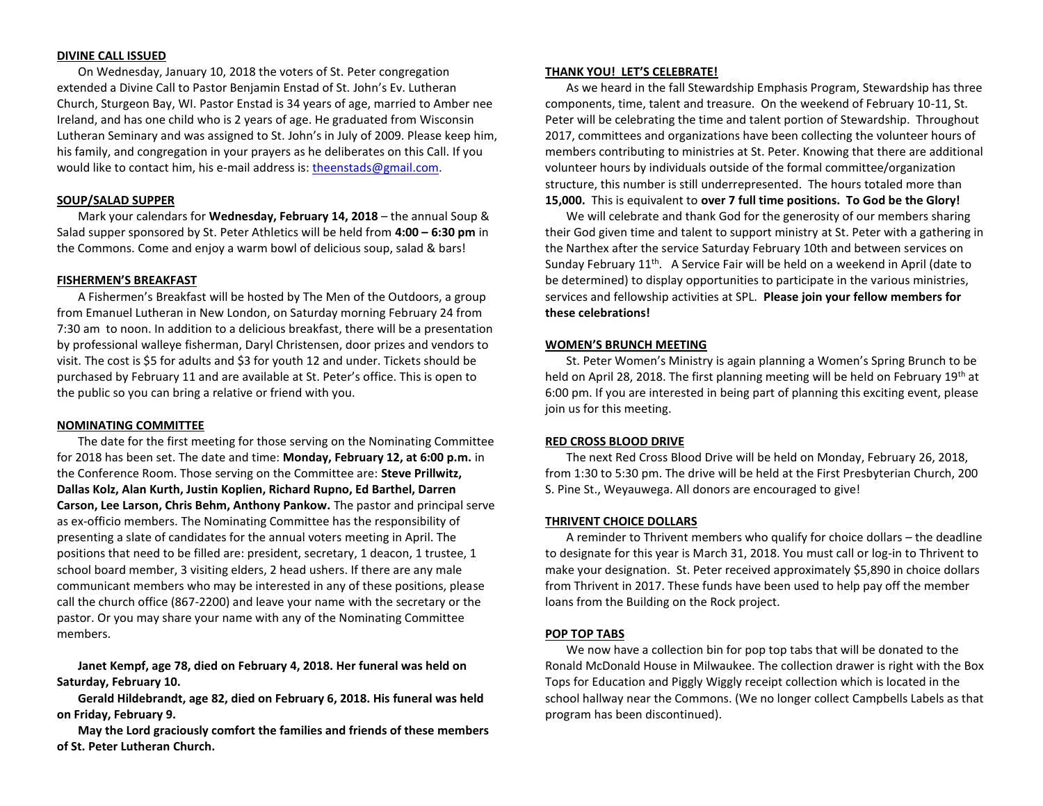**DIVINE CALL ISSUED**

On Wednesday, January 10, 2018 the voters of St. Peter congregation extended a Divine Call to Pastor Benjamin Enstad of St. John's Ev. Lutheran Church, Sturgeon Bay, WI. Pastor Enstad is 34 years of age, married to Amber nee Ireland, and has one child who is 2 years of age. He graduated from Wisconsin Lutheran Seminary and was assigned to St. John's in July of 2009. Please keep him, his family, and congregation in your prayers as he deliberates on this Call. If you would like to contact him, his e-mail address is: theenstads@gmail.com.

**SOUP/SALAD SUPPER**

Mark your calendars for **Wednesday, February 14, 2018** – the annual Soup & Salad supper sponsored by St. Peter Athletics will be held from **4:00 – 6:30 pm** in the Commons. Come and enjoy a warm bowl of delicious soup, salad & bars!

**FISHERMEN'S BREAKFAST**

A Fishermen's Breakfast will be hosted by The Men of the Outdoors, a group from Emanuel Lutheran in New London, on Saturday morning February 24 from 7:30 am to noon. In addition to a delicious breakfast, there will be a presentation by professional walleye fisherman, Daryl Christensen, door prizes and vendors to visit. The cost is $5 for adults and $3 for youth 12 and under. Tickets should be purchased by February 11 and are available at St. Peter's office. This is open to the public so you can bring a relative or friend with you.

**NOMINATING COMMITTEE**

The date for the first meeting for those serving on the Nominating Committee for 2018 has been set. The date and time: **Monday, February 12, at 6:00 p.m.** in the Conference Room. Those serving on the Committee are: **Steve Prillwitz, Dallas Kolz, Alan Kurth, Justin Koplien, Richard Rupno, Ed Barthel, Darren Carson, Lee Larson, Chris Behm, Anthony Pankow.** The pastor and principal serve as ex-officio members. The Nominating Committee has the responsibility of presenting a slate of candidates for the annual voters meeting in April. The positions that need to be filled are: president, secretary, 1 deacon, 1 trustee, 1 school board member, 3 visiting elders, 2 head ushers. If there are any male communicant members who may be interested in any of these positions, please call the church office (867-2200) and leave your name with the secretary or the pastor. Or you may share your name with any of the Nominating Committee members.

**Janet Kempf, age 78, died on February 4, 2018. Her funeral was held on Saturday, February 10.**

**Gerald Hildebrandt, age 82, died on February 6, 2018. His funeral was held on Friday, February 9.**

**May the Lord graciously comfort the families and friends of these members of St. Peter Lutheran Church.**

**THANK YOU! LET'S CELEBRATE!**

As we heard in the fall Stewardship Emphasis Program, Stewardship has three components, time, talent and treasure. On the weekend of February 10-11, St. Peter will be celebrating the time and talent portion of Stewardship. Throughout 2017, committees and organizations have been collecting the volunteer hours of members contributing to ministries at St. Peter. Knowing that there are additional volunteer hours by individuals outside of the formal committee/organization structure, this number is still underrepresented. The hours totaled more than **15,000.** This is equivalent to **over 7 full time positions. To God be the Glory!**

We will celebrate and thank God for the generosity of our members sharing their God given time and talent to support ministry at St. Peter with a gathering in the Narthex after the service Saturday February 10th and between services on Sunday February 11th. A Service Fair will be held on a weekend in April (date to be determined) to display opportunities to participate in the various ministries, services and fellowship activities at SPL. **Please join your fellow members for these celebrations!**

**WOMEN'S BRUNCH MEETING**

St. Peter Women's Ministry is again planning a Women's Spring Brunch to be held on April 28, 2018. The first planning meeting will be held on February 19th at 6:00 pm. If you are interested in being part of planning this exciting event, please join us for this meeting.

**RED CROSS BLOOD DRIVE**

The next Red Cross Blood Drive will be held on Monday, February 26, 2018, from 1:30 to 5:30 pm. The drive will be held at the First Presbyterian Church, 200 S. Pine St., Weyauwega. All donors are encouraged to give!

**THRIVENT CHOICE DOLLARS**

A reminder to Thrivent members who qualify for choice dollars – the deadline to designate for this year is March 31, 2018. You must call or log-in to Thrivent to make your designation. St. Peter received approximately $5,890 in choice dollars from Thrivent in 2017. These funds have been used to help pay off the member loans from the Building on the Rock project.

**POP TOP TABS**

We now have a collection bin for pop top tabs that will be donated to the Ronald McDonald House in Milwaukee. The collection drawer is right with the Box Tops for Education and Piggly Wiggly receipt collection which is located in the school hallway near the Commons. (We no longer collect Campbells Labels as that program has been discontinued).